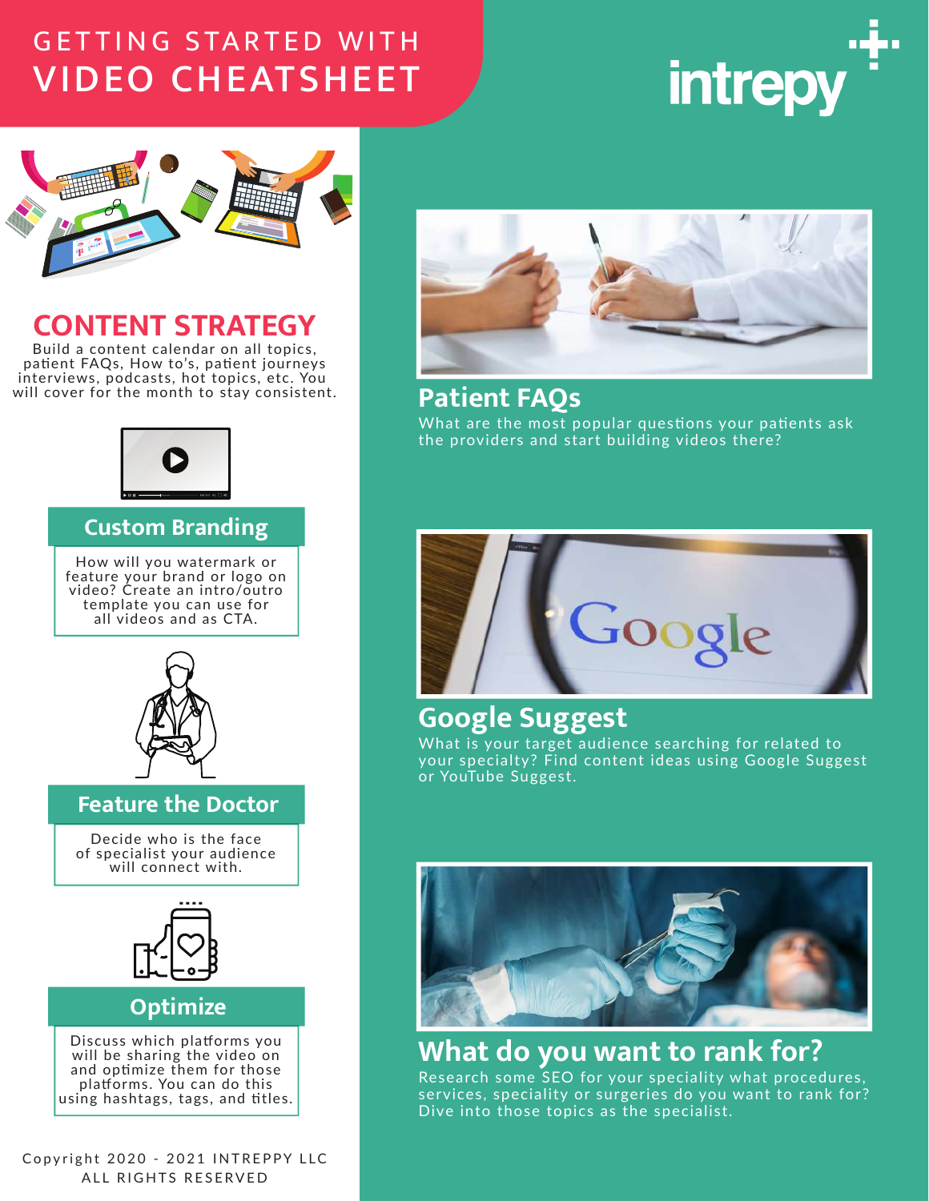# GETTING STARTED WITH VIDEO CHEATSHEET

intrepy

## CONTENT STRATEGY

Build a content calendar on all topics, patient FAQs, How to's, patient journeys interviews, podcasts, hot topics, etc. You will cover for the month to stay consistent.

### Custom Branding

How will you watermark or feature your brand or logo on video? Create an intro/outro template you can use for all videos and as CTA.

### Feature the Doctor

Decide who is the face of specialist your audience will connect with.

### Optimize

Discuss which platforms you will be sharing the video on and optimize them for those platforms. You can do this using hashtags, tags, and titles.

### Patient FAQs

What are the most popular questions your patients ask the providers and start building videos there?

### Google Suggest

What is your target audience searching for related to your specialty? Find content ideas using Google Suggest or YouTube Suggest.

### What do you want to rank for?

Research some SEO for your speciality what procedures, services, speciality or surgeries do you want to rank for? Dive into those topics as the specialist.

Copyright 2020 - 2021 INTREPPY LLC
ALL RIGHTS RESERVED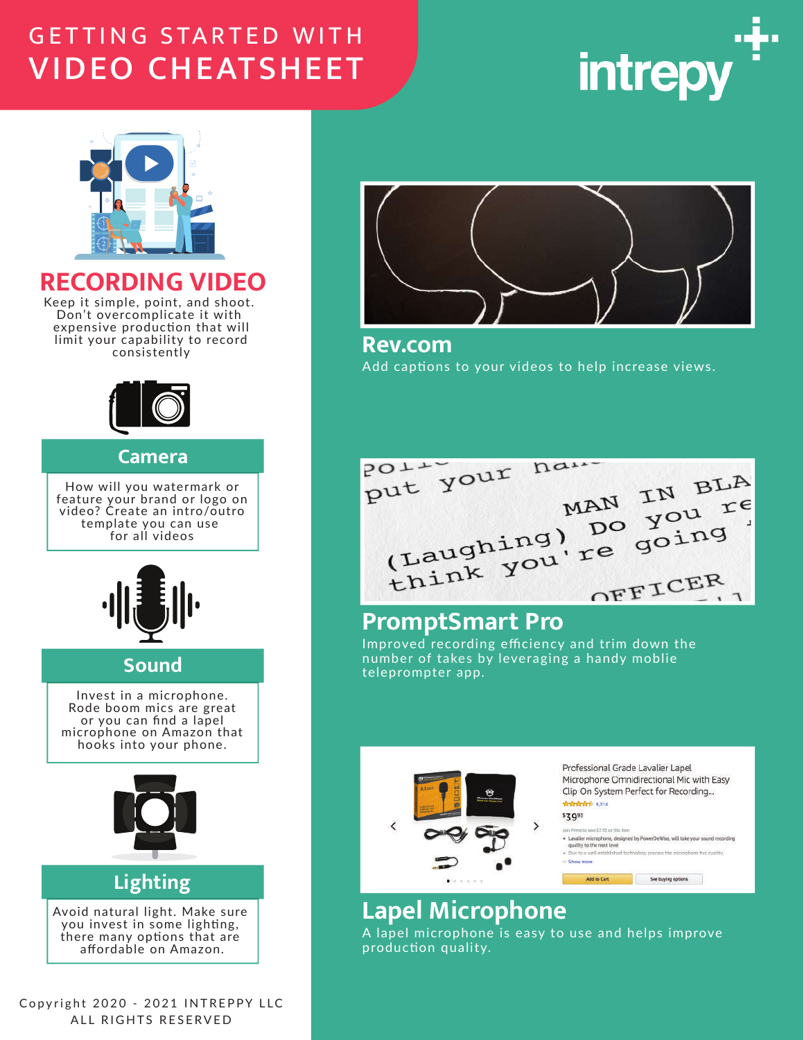# GETTING STARTED WITH VIDEO CHEATSHEET

intrepy

## RECORDING VIDEO

Keep it simple, point, and shoot. Don't overcomplicate it with expensive production that will limit your capability to record consistently

### Camera

How will you watermark or feature your brand or logo on video? Create an intro/outro template you can use for all videos

### Sound

Invest in a microphone. Rode boom mics are great or you can find a lapel microphone on Amazon that hooks into your phone.

### Lighting

Avoid natural light. Make sure you invest in some lighting, there many options that are affordable on Amazon.

## Rev.com

Add captions to your videos to help increase views.

## PromptSmart Pro

Improved recording efficiency and trim down the number of takes by leveraging a handy moblie teleprompter app.

## Lapel Microphone

A lapel microphone is easy to use and helps improve production quality.

Copyright 2020 - 2021 INTREPPY LLC
ALL RIGHTS RESERVED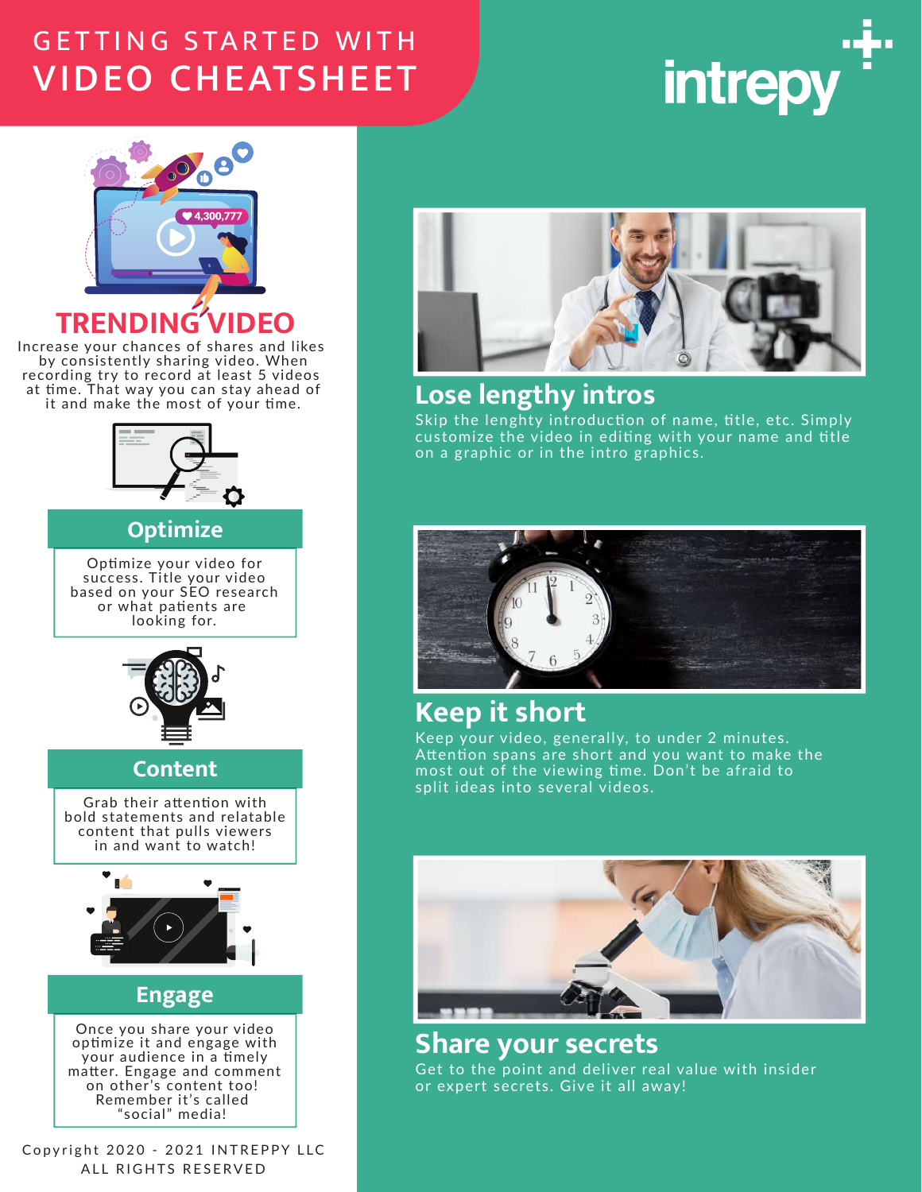# GETTING STARTED WITH VIDEO CHEATSHEET

intrepy

## TRENDING VIDEO

Increase your chances of shares and likes by consistently sharing video. When recording try to record at least 5 videos at time. That way you can stay ahead of it and make the most of your time.

## Optimize

Optimize your video for success. Title your video based on your SEO research or what patients are looking for.

## Content

Grab their attention with bold statements and relatable content that pulls viewers in and want to watch!

## Engage

Once you share your video optimize it and engage with your audience in a timely matter. Engage and comment on other's content too! Remember it's called "social" media!

## Lose lengthy intros

Skip the lenghty introduction of name, title, etc. Simply customize the video in editing with your name and title on a graphic or in the intro graphics.

## Keep it short

Keep your video, generally, to under 2 minutes. Attention spans are short and you want to make the most out of the viewing time. Don't be afraid to split ideas into several videos.

## Share your secrets

Get to the point and deliver real value with insider or expert secrets. Give it all away!

Copyright 2020 - 2021 INTREPPY LLC
ALL RIGHTS RESERVED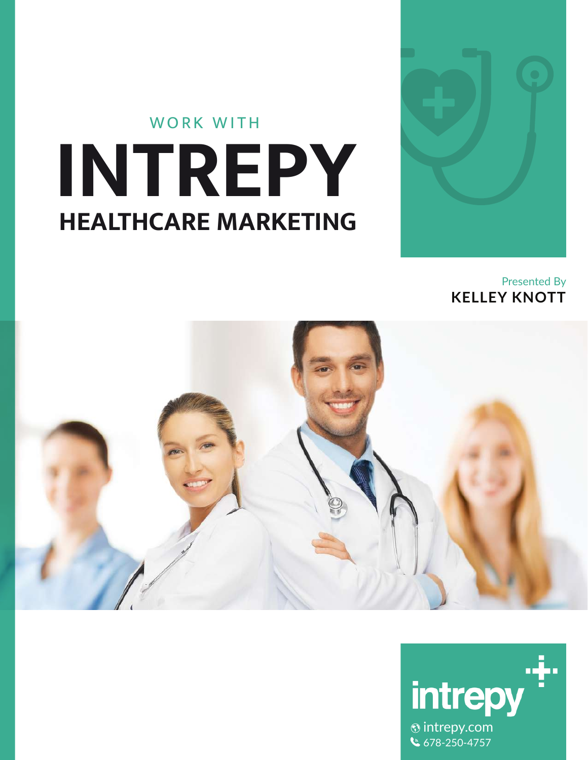WORK WITH

# INTREPY

## HEALTHCARE MARKETING

Presented By
**KELLEY KNOTT**

intrepy

intrepy.com
678-250-4757